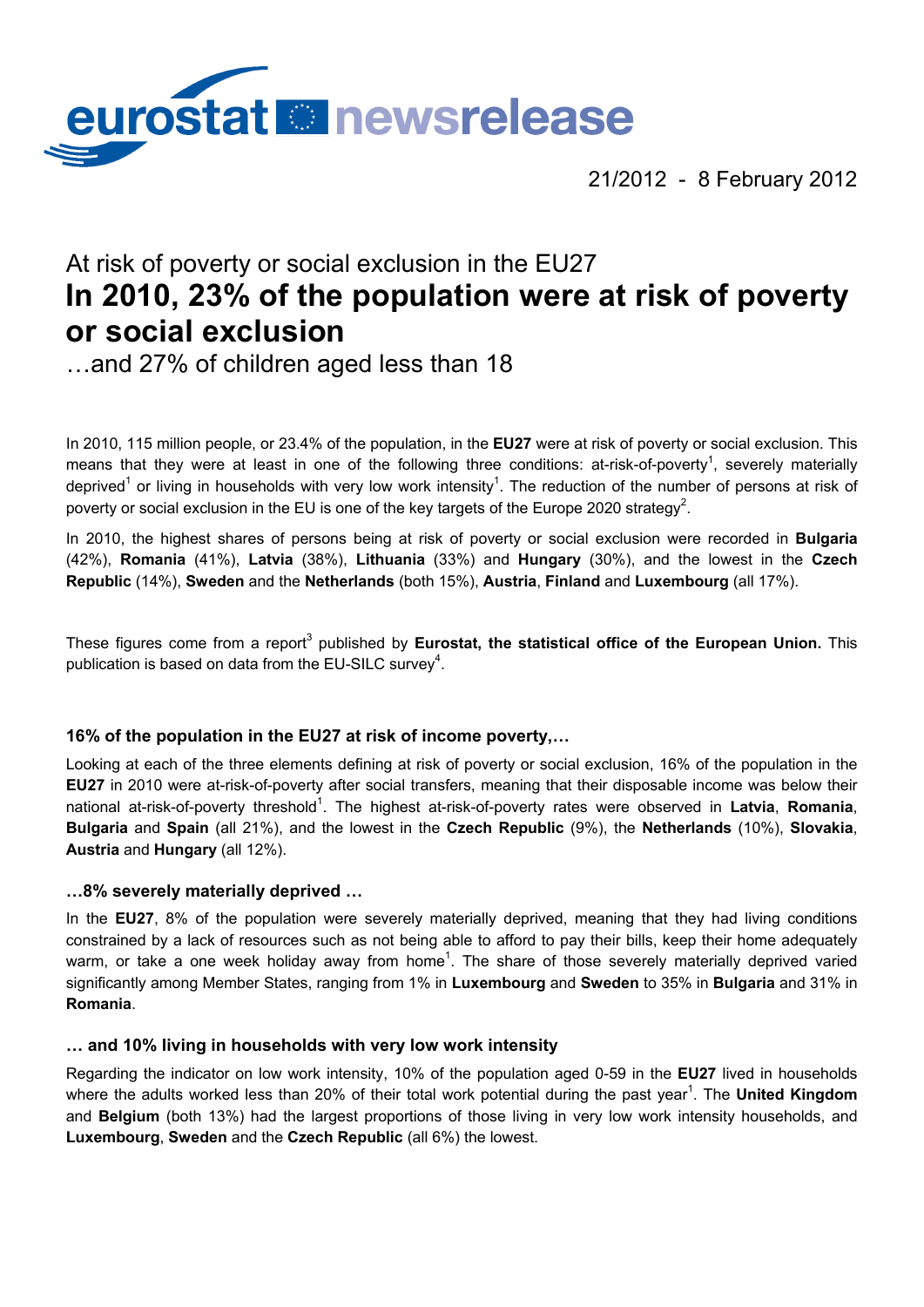eurostat newsrelease

21/2012 - 8 February 2012

At risk of poverty or social exclusion in the EU27

# In 2010, 23% of the population were at risk of poverty or social exclusion

…and 27% of children aged less than 18

In 2010, 115 million people, or 23.4% of the population, in the **EU27** were at risk of poverty or social exclusion. This means that they were at least in one of the following three conditions: at-risk-of-poverty[1], severely materially deprived[1] or living in households with very low work intensity[1]. The reduction of the number of persons at risk of poverty or social exclusion in the EU is one of the key targets of the Europe 2020 strategy[2].

In 2010, the highest shares of persons being at risk of poverty or social exclusion were recorded in **Bulgaria** (42%), **Romania** (41%), **Latvia** (38%), **Lithuania** (33%) and **Hungary** (30%), and the lowest in the **Czech Republic** (14%), **Sweden** and the **Netherlands** (both 15%), **Austria**, **Finland** and **Luxembourg** (all 17%).

These figures come from a report[3] published by **Eurostat, the statistical office of the European Union.** This publication is based on data from the EU-SILC survey[4].

### 16% of the population in the EU27 at risk of income poverty,…

Looking at each of the three elements defining at risk of poverty or social exclusion, 16% of the population in the **EU27** in 2010 were at-risk-of-poverty after social transfers, meaning that their disposable income was below their national at-risk-of-poverty threshold[1]. The highest at-risk-of-poverty rates were observed in **Latvia**, **Romania**, **Bulgaria** and **Spain** (all 21%), and the lowest in the **Czech Republic** (9%), the **Netherlands** (10%), **Slovakia**, **Austria** and **Hungary** (all 12%).

### …8% severely materially deprived …

In the **EU27**, 8% of the population were severely materially deprived, meaning that they had living conditions constrained by a lack of resources such as not being able to afford to pay their bills, keep their home adequately warm, or take a one week holiday away from home[1]. The share of those severely materially deprived varied significantly among Member States, ranging from 1% in **Luxembourg** and **Sweden** to 35% in **Bulgaria** and 31% in **Romania**.

### … and 10% living in households with very low work intensity

Regarding the indicator on low work intensity, 10% of the population aged 0-59 in the **EU27** lived in households where the adults worked less than 20% of their total work potential during the past year[1]. The **United Kingdom** and **Belgium** (both 13%) had the largest proportions of those living in very low work intensity households, and **Luxembourg**, **Sweden** and the **Czech Republic** (all 6%) the lowest.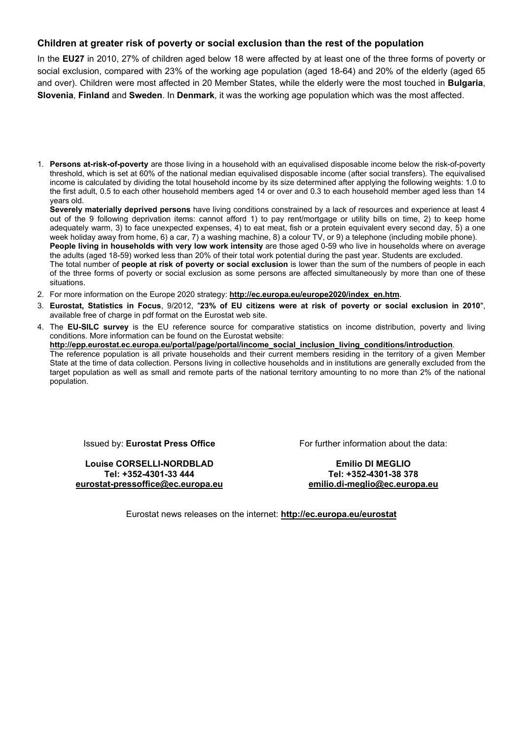### Children at greater risk of poverty or social exclusion than the rest of the population

In the **EU27** in 2010, 27% of children aged below 18 were affected by at least one of the three forms of poverty or social exclusion, compared with 23% of the working age population (aged 18-64) and 20% of the elderly (aged 65 and over). Children were most affected in 20 Member States, while the elderly were the most touched in **Bulgaria**, **Slovenia**, **Finland** and **Sweden**. In **Denmark**, it was the working age population which was the most affected.

1. **Persons at-risk-of-poverty** are those living in a household with an equivalised disposable income below the risk-of-poverty threshold, which is set at 60% of the national median equivalised disposable income (after social transfers). The equivalised income is calculated by dividing the total household income by its size determined after applying the following weights: 1.0 to the first adult, 0.5 to each other household members aged 14 or over and 0.3 to each household member aged less than 14 years old.
   **Severely materially deprived persons** have living conditions constrained by a lack of resources and experience at least 4 out of the 9 following deprivation items: cannot afford 1) to pay rent/mortgage or utility bills on time, 2) to keep home adequately warm, 3) to face unexpected expenses, 4) to eat meat, fish or a protein equivalent every second day, 5) a one week holiday away from home, 6) a car, 7) a washing machine, 8) a colour TV, or 9) a telephone (including mobile phone).
   **People living in households with very low work intensity** are those aged 0-59 who live in households where on average the adults (aged 18-59) worked less than 20% of their total work potential during the past year. Students are excluded.
   The total number of **people at risk of poverty or social exclusion** is lower than the sum of the numbers of people in each of the three forms of poverty or social exclusion as some persons are affected simultaneously by more than one of these situations.
2. For more information on the Europe 2020 strategy: **http://ec.europa.eu/europe2020/index_en.htm.**
3. **Eurostat, Statistics in Focus**, 9/2012, "**23% of EU citizens were at risk of poverty or social exclusion in 2010**", available free of charge in pdf format on the Eurostat web site.
4. The **EU-SILC survey** is the EU reference source for comparative statistics on income distribution, poverty and living conditions. More information can be found on the Eurostat website:
   **http://epp.eurostat.ec.europa.eu/portal/page/portal/income_social_inclusion_living_conditions/introduction**.
   The reference population is all private households and their current members residing in the territory of a given Member State at the time of data collection. Persons living in collective households and in institutions are generally excluded from the target population as well as small and remote parts of the national territory amounting to no more than 2% of the national population.

Issued by: **Eurostat Press Office**

**Louise CORSELLI-NORDBLAD**
**Tel: +352-4301-33 444**
**eurostat-pressoffice@ec.europa.eu**

For further information about the data:

**Emilio DI MEGLIO**
**Tel: +352-4301-38 378**
**emilio.di-meglio@ec.europa.eu**

Eurostat news releases on the internet: **http://ec.europa.eu/eurostat**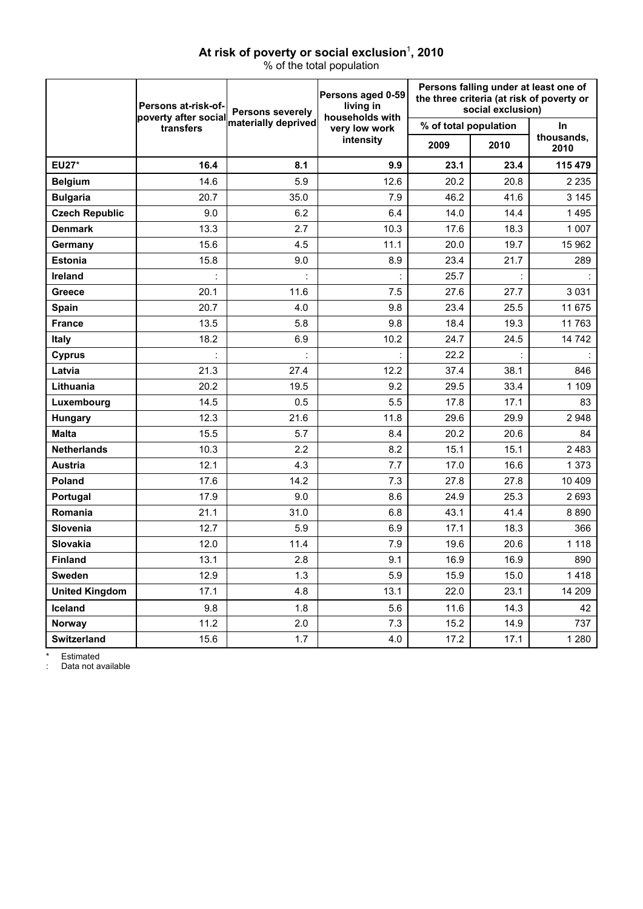# At risk of poverty or social exclusion[1], 2010

% of the total population

| | Persons at-risk-of-poverty after social transfers | Persons severely materially deprived | Persons aged 0-59 living in households with very low work intensity | Persons falling under at least one of the three criteria (at risk of poverty or social exclusion) | | |
|---|---|---|---|---|---|---|
| | | | | % of total population | | In thousands, 2010 |
| | | | | 2009 | 2010 | |
| **EU27*** | **16.4** | **8.1** | **9.9** | **23.1** | **23.4** | **115 479** |
| **Belgium** | 14.6 | 5.9 | 12.6 | 20.2 | 20.8 | 2 235 |
| **Bulgaria** | 20.7 | 35.0 | 7.9 | 46.2 | 41.6 | 3 145 |
| **Czech Republic** | 9.0 | 6.2 | 6.4 | 14.0 | 14.4 | 1 495 |
| **Denmark** | 13.3 | 2.7 | 10.3 | 17.6 | 18.3 | 1 007 |
| **Germany** | 15.6 | 4.5 | 11.1 | 20.0 | 19.7 | 15 962 |
| **Estonia** | 15.8 | 9.0 | 8.9 | 23.4 | 21.7 | 289 |
| **Ireland** | : | : | : | 25.7 | : | : |
| **Greece** | 20.1 | 11.6 | 7.5 | 27.6 | 27.7 | 3 031 |
| **Spain** | 20.7 | 4.0 | 9.8 | 23.4 | 25.5 | 11 675 |
| **France** | 13.5 | 5.8 | 9.8 | 18.4 | 19.3 | 11 763 |
| **Italy** | 18.2 | 6.9 | 10.2 | 24.7 | 24.5 | 14 742 |
| **Cyprus** | : | : | : | 22.2 | : | : |
| **Latvia** | 21.3 | 27.4 | 12.2 | 37.4 | 38.1 | 846 |
| **Lithuania** | 20.2 | 19.5 | 9.2 | 29.5 | 33.4 | 1 109 |
| **Luxembourg** | 14.5 | 0.5 | 5.5 | 17.8 | 17.1 | 83 |
| **Hungary** | 12.3 | 21.6 | 11.8 | 29.6 | 29.9 | 2 948 |
| **Malta** | 15.5 | 5.7 | 8.4 | 20.2 | 20.6 | 84 |
| **Netherlands** | 10.3 | 2.2 | 8.2 | 15.1 | 15.1 | 2 483 |
| **Austria** | 12.1 | 4.3 | 7.7 | 17.0 | 16.6 | 1 373 |
| **Poland** | 17.6 | 14.2 | 7.3 | 27.8 | 27.8 | 10 409 |
| **Portugal** | 17.9 | 9.0 | 8.6 | 24.9 | 25.3 | 2 693 |
| **Romania** | 21.1 | 31.0 | 6.8 | 43.1 | 41.4 | 8 890 |
| **Slovenia** | 12.7 | 5.9 | 6.9 | 17.1 | 18.3 | 366 |
| **Slovakia** | 12.0 | 11.4 | 7.9 | 19.6 | 20.6 | 1 118 |
| **Finland** | 13.1 | 2.8 | 9.1 | 16.9 | 16.9 | 890 |
| **Sweden** | 12.9 | 1.3 | 5.9 | 15.9 | 15.0 | 1 418 |
| **United Kingdom** | 17.1 | 4.8 | 13.1 | 22.0 | 23.1 | 14 209 |
| **Iceland** | 9.8 | 1.8 | 5.6 | 11.6 | 14.3 | 42 |
| **Norway** | 11.2 | 2.0 | 7.3 | 15.2 | 14.9 | 737 |
| **Switzerland** | 15.6 | 1.7 | 4.0 | 17.2 | 17.1 | 1 280 |

\* Estimated

: Data not available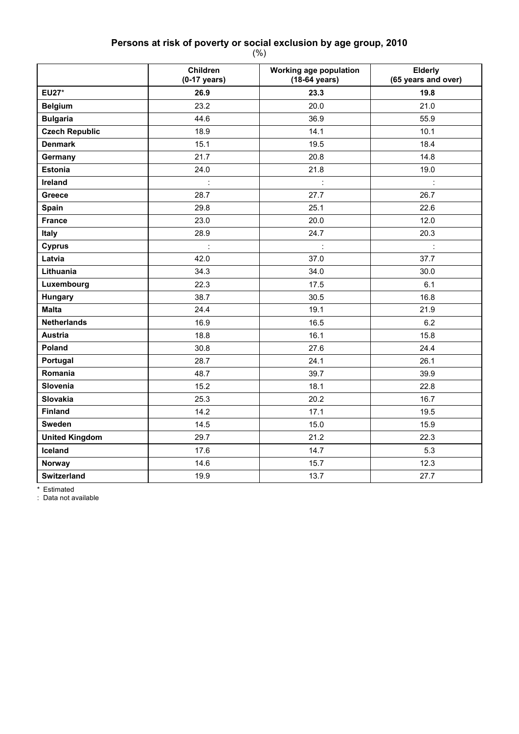**Persons at risk of poverty or social exclusion by age group, 2010**

(%)

| | Children (0-17 years) | Working age population (18-64 years) | Elderly (65 years and over) |
|---|---|---|---|
| **EU27*** | **26.9** | **23.3** | **19.8** |
| **Belgium** | 23.2 | 20.0 | 21.0 |
| **Bulgaria** | 44.6 | 36.9 | 55.9 |
| **Czech Republic** | 18.9 | 14.1 | 10.1 |
| **Denmark** | 15.1 | 19.5 | 18.4 |
| **Germany** | 21.7 | 20.8 | 14.8 |
| **Estonia** | 24.0 | 21.8 | 19.0 |
| **Ireland** | : | : | : |
| **Greece** | 28.7 | 27.7 | 26.7 |
| **Spain** | 29.8 | 25.1 | 22.6 |
| **France** | 23.0 | 20.0 | 12.0 |
| **Italy** | 28.9 | 24.7 | 20.3 |
| **Cyprus** | : | : | : |
| **Latvia** | 42.0 | 37.0 | 37.7 |
| **Lithuania** | 34.3 | 34.0 | 30.0 |
| **Luxembourg** | 22.3 | 17.5 | 6.1 |
| **Hungary** | 38.7 | 30.5 | 16.8 |
| **Malta** | 24.4 | 19.1 | 21.9 |
| **Netherlands** | 16.9 | 16.5 | 6.2 |
| **Austria** | 18.8 | 16.1 | 15.8 |
| **Poland** | 30.8 | 27.6 | 24.4 |
| **Portugal** | 28.7 | 24.1 | 26.1 |
| **Romania** | 48.7 | 39.7 | 39.9 |
| **Slovenia** | 15.2 | 18.1 | 22.8 |
| **Slovakia** | 25.3 | 20.2 | 16.7 |
| **Finland** | 14.2 | 17.1 | 19.5 |
| **Sweden** | 14.5 | 15.0 | 15.9 |
| **United Kingdom** | 29.7 | 21.2 | 22.3 |
| **Iceland** | 17.6 | 14.7 | 5.3 |
| **Norway** | 14.6 | 15.7 | 12.3 |
| **Switzerland** | 19.9 | 13.7 | 27.7 |

\* Estimated

: Data not available